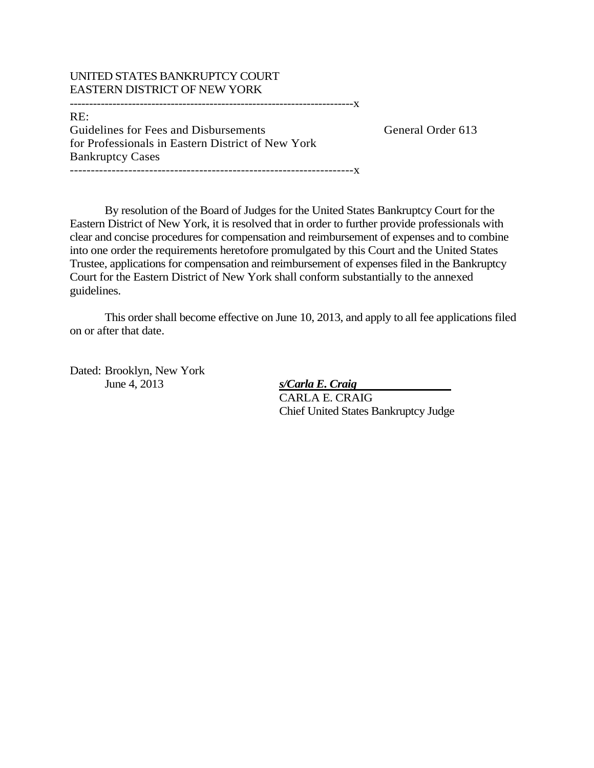UNITED STATES BANKRUPTCY COURT
EASTERN DISTRICT OF NEW YORK

-----------------------------------------------------------------------x

RE:
Guidelines for Fees and Disbursements
for Professionals in Eastern District of New York
Bankruptcy Cases

General Order 613

-----------------------------------------------------------------------x

By resolution of the Board of Judges for the United States Bankruptcy Court for the Eastern District of New York, it is resolved that in order to further provide professionals with clear and concise procedures for compensation and reimbursement of expenses and to combine into one order the requirements heretofore promulgated by this Court and the United States Trustee, applications for compensation and reimbursement of expenses filed in the Bankruptcy Court for the Eastern District of New York shall conform substantially to the annexed guidelines.

This order shall become effective on June 10, 2013, and apply to all fee applications filed on or after that date.

Dated: Brooklyn, New York
June 4, 2013

***s/Carla E. Craig***
CARLA E. CRAIG
Chief United States Bankruptcy Judge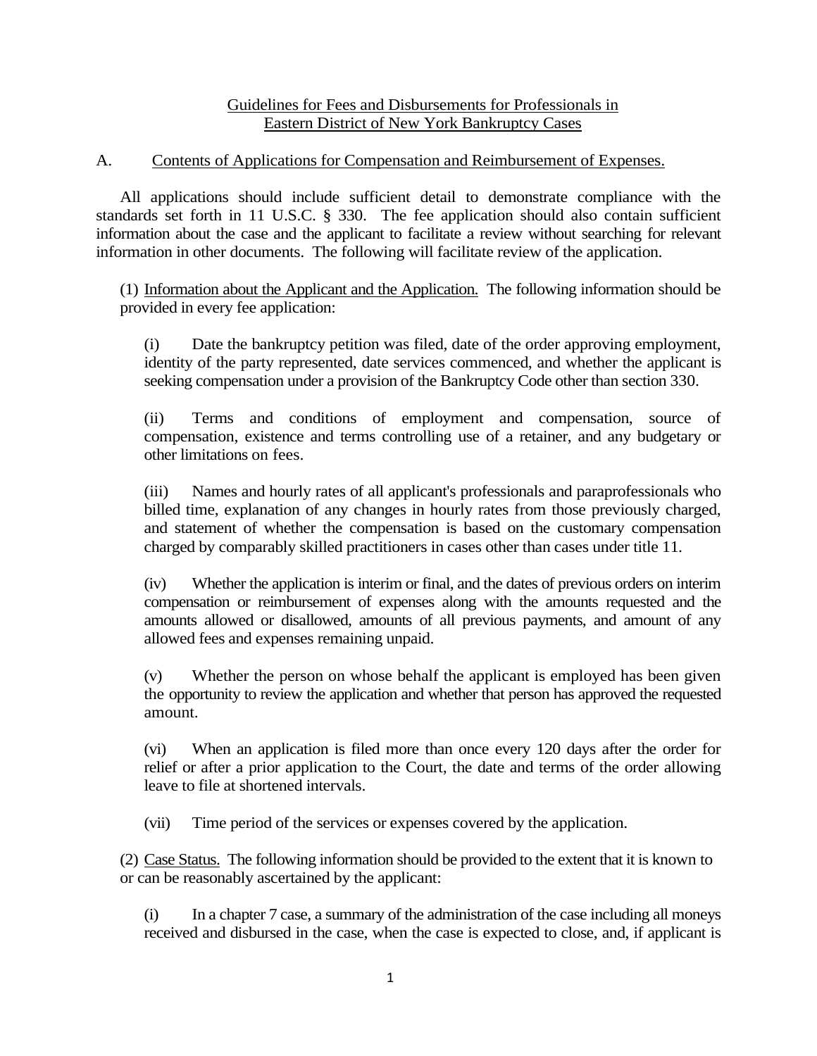Guidelines for Fees and Disbursements for Professionals in Eastern District of New York Bankruptcy Cases

A. Contents of Applications for Compensation and Reimbursement of Expenses.

All applications should include sufficient detail to demonstrate compliance with the standards set forth in 11 U.S.C. § 330. The fee application should also contain sufficient information about the case and the applicant to facilitate a review without searching for relevant information in other documents. The following will facilitate review of the application.

(1) Information about the Applicant and the Application. The following information should be provided in every fee application:

(i) Date the bankruptcy petition was filed, date of the order approving employment, identity of the party represented, date services commenced, and whether the applicant is seeking compensation under a provision of the Bankruptcy Code other than section 330.

(ii) Terms and conditions of employment and compensation, source of compensation, existence and terms controlling use of a retainer, and any budgetary or other limitations on fees.

(iii) Names and hourly rates of all applicant's professionals and paraprofessionals who billed time, explanation of any changes in hourly rates from those previously charged, and statement of whether the compensation is based on the customary compensation charged by comparably skilled practitioners in cases other than cases under title 11.

(iv) Whether the application is interim or final, and the dates of previous orders on interim compensation or reimbursement of expenses along with the amounts requested and the amounts allowed or disallowed, amounts of all previous payments, and amount of any allowed fees and expenses remaining unpaid.

(v) Whether the person on whose behalf the applicant is employed has been given the opportunity to review the application and whether that person has approved the requested amount.

(vi) When an application is filed more than once every 120 days after the order for relief or after a prior application to the Court, the date and terms of the order allowing leave to file at shortened intervals.

(vii) Time period of the services or expenses covered by the application.

(2) Case Status. The following information should be provided to the extent that it is known to or can be reasonably ascertained by the applicant:

(i) In a chapter 7 case, a summary of the administration of the case including all moneys received and disbursed in the case, when the case is expected to close, and, if applicant is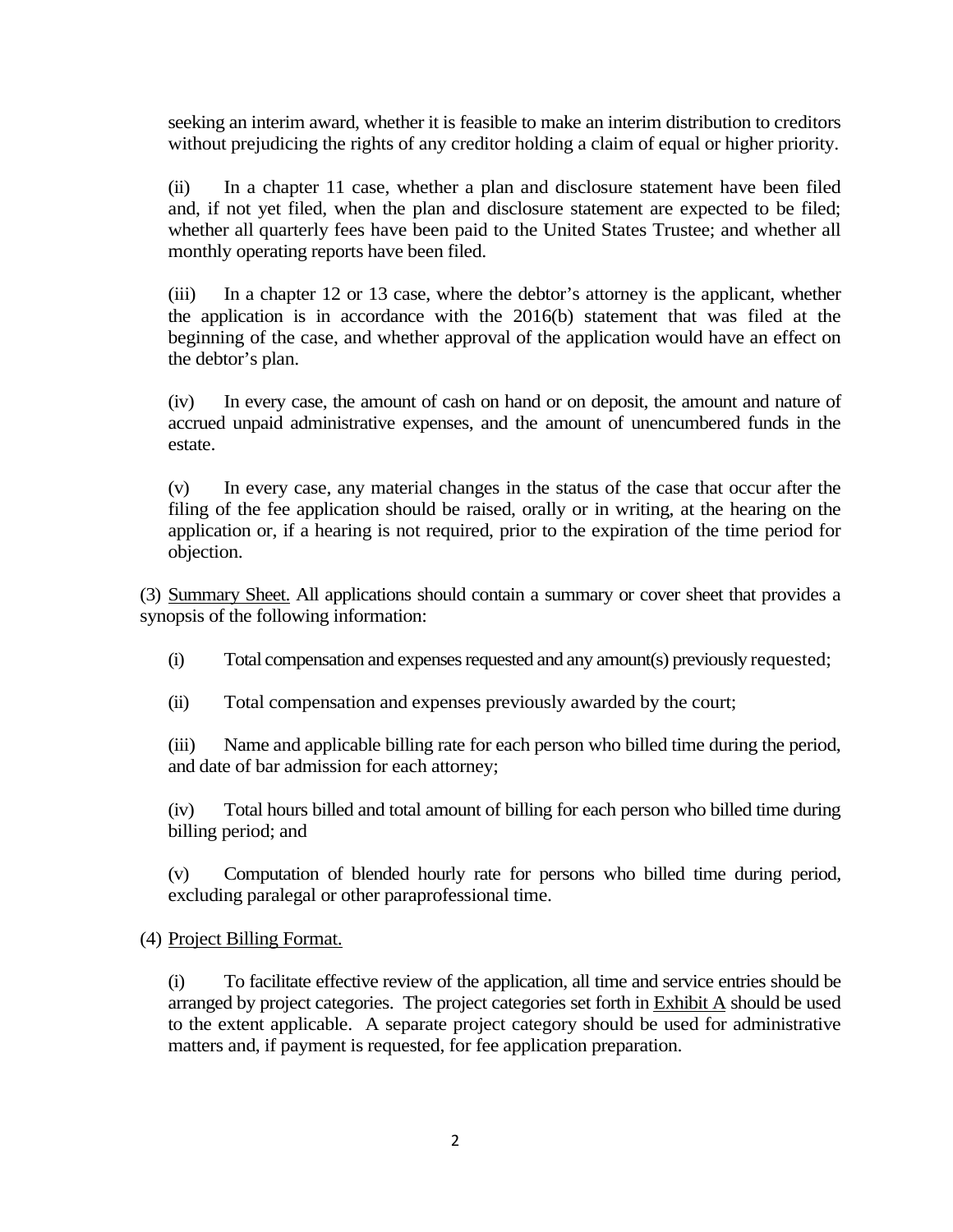seeking an interim award, whether it is feasible to make an interim distribution to creditors without prejudicing the rights of any creditor holding a claim of equal or higher priority.

(ii) In a chapter 11 case, whether a plan and disclosure statement have been filed and, if not yet filed, when the plan and disclosure statement are expected to be filed; whether all quarterly fees have been paid to the United States Trustee; and whether all monthly operating reports have been filed.

(iii) In a chapter 12 or 13 case, where the debtor's attorney is the applicant, whether the application is in accordance with the 2016(b) statement that was filed at the beginning of the case, and whether approval of the application would have an effect on the debtor's plan.

(iv) In every case, the amount of cash on hand or on deposit, the amount and nature of accrued unpaid administrative expenses, and the amount of unencumbered funds in the estate.

(v) In every case, any material changes in the status of the case that occur after the filing of the fee application should be raised, orally or in writing, at the hearing on the application or, if a hearing is not required, prior to the expiration of the time period for objection.

(3) <u>Summary Sheet.</u> All applications should contain a summary or cover sheet that provides a synopsis of the following information:

(i) Total compensation and expenses requested and any amount(s) previously requested;

(ii) Total compensation and expenses previously awarded by the court;

(iii) Name and applicable billing rate for each person who billed time during the period, and date of bar admission for each attorney;

(iv) Total hours billed and total amount of billing for each person who billed time during billing period; and

(v) Computation of blended hourly rate for persons who billed time during period, excluding paralegal or other paraprofessional time.

(4) <u>Project Billing Format.</u>

(i) To facilitate effective review of the application, all time and service entries should be arranged by project categories. The project categories set forth in <u>Exhibit A</u> should be used to the extent applicable. A separate project category should be used for administrative matters and, if payment is requested, for fee application preparation.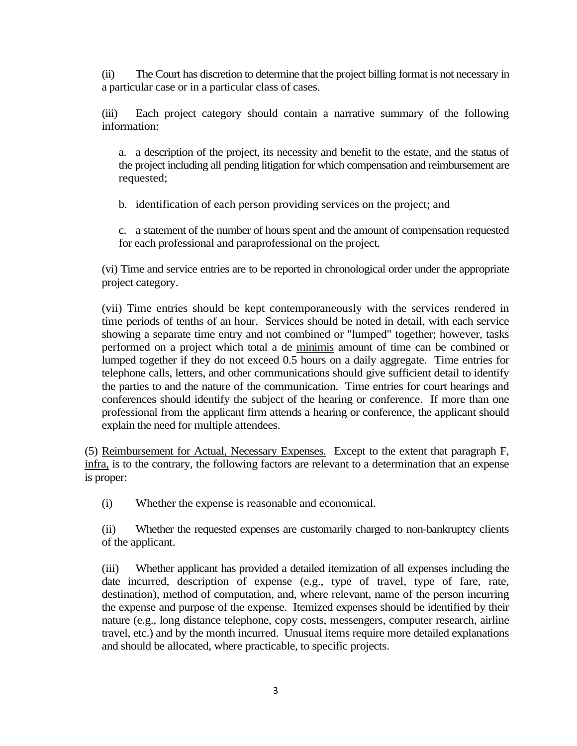(ii) The Court has discretion to determine that the project billing format is not necessary in a particular case or in a particular class of cases.

(iii) Each project category should contain a narrative summary of the following information:

a. a description of the project, its necessity and benefit to the estate, and the status of the project including all pending litigation for which compensation and reimbursement are requested;

b. identification of each person providing services on the project; and

c. a statement of the number of hours spent and the amount of compensation requested for each professional and paraprofessional on the project.

(vi) Time and service entries are to be reported in chronological order under the appropriate project category.

(vii) Time entries should be kept contemporaneously with the services rendered in time periods of tenths of an hour. Services should be noted in detail, with each service showing a separate time entry and not combined or "lumped" together; however, tasks performed on a project which total a de minimis amount of time can be combined or lumped together if they do not exceed 0.5 hours on a daily aggregate. Time entries for telephone calls, letters, and other communications should give sufficient detail to identify the parties to and the nature of the communication. Time entries for court hearings and conferences should identify the subject of the hearing or conference. If more than one professional from the applicant firm attends a hearing or conference, the applicant should explain the need for multiple attendees.

(5) Reimbursement for Actual, Necessary Expenses. Except to the extent that paragraph F, infra, is to the contrary, the following factors are relevant to a determination that an expense is proper:

(i) Whether the expense is reasonable and economical.

(ii) Whether the requested expenses are customarily charged to non-bankruptcy clients of the applicant.

(iii) Whether applicant has provided a detailed itemization of all expenses including the date incurred, description of expense (e.g., type of travel, type of fare, rate, destination), method of computation, and, where relevant, name of the person incurring the expense and purpose of the expense. Itemized expenses should be identified by their nature (e.g., long distance telephone, copy costs, messengers, computer research, airline travel, etc.) and by the month incurred. Unusual items require more detailed explanations and should be allocated, where practicable, to specific projects.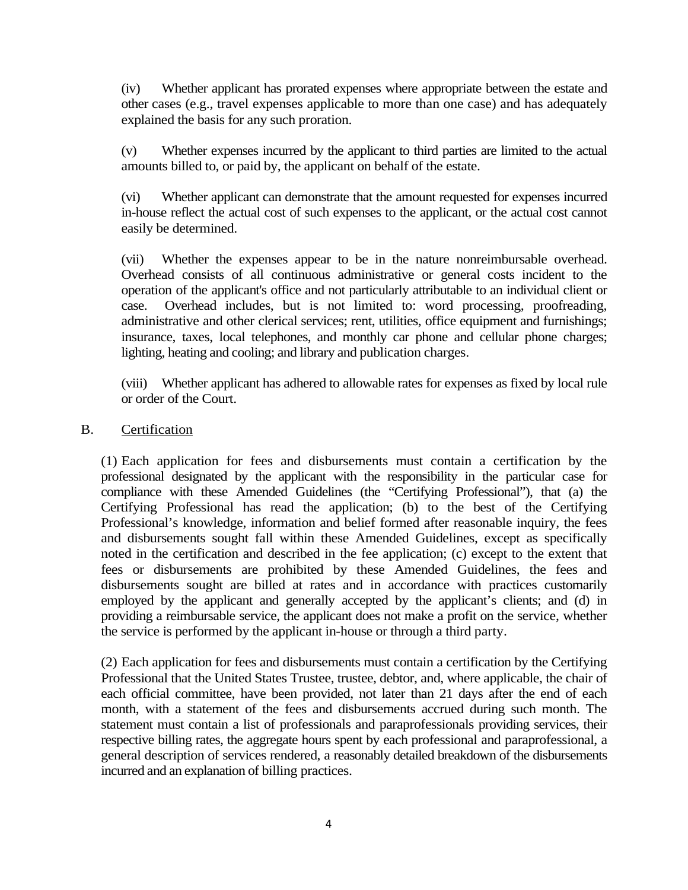(iv) Whether applicant has prorated expenses where appropriate between the estate and other cases (e.g., travel expenses applicable to more than one case) and has adequately explained the basis for any such proration.

(v) Whether expenses incurred by the applicant to third parties are limited to the actual amounts billed to, or paid by, the applicant on behalf of the estate.

(vi) Whether applicant can demonstrate that the amount requested for expenses incurred in-house reflect the actual cost of such expenses to the applicant, or the actual cost cannot easily be determined.

(vii) Whether the expenses appear to be in the nature nonreimbursable overhead. Overhead consists of all continuous administrative or general costs incident to the operation of the applicant's office and not particularly attributable to an individual client or case. Overhead includes, but is not limited to: word processing, proofreading, administrative and other clerical services; rent, utilities, office equipment and furnishings; insurance, taxes, local telephones, and monthly car phone and cellular phone charges; lighting, heating and cooling; and library and publication charges.

(viii) Whether applicant has adhered to allowable rates for expenses as fixed by local rule or order of the Court.

B. Certification

(1) Each application for fees and disbursements must contain a certification by the professional designated by the applicant with the responsibility in the particular case for compliance with these Amended Guidelines (the "Certifying Professional"), that (a) the Certifying Professional has read the application; (b) to the best of the Certifying Professional's knowledge, information and belief formed after reasonable inquiry, the fees and disbursements sought fall within these Amended Guidelines, except as specifically noted in the certification and described in the fee application; (c) except to the extent that fees or disbursements are prohibited by these Amended Guidelines, the fees and disbursements sought are billed at rates and in accordance with practices customarily employed by the applicant and generally accepted by the applicant's clients; and (d) in providing a reimbursable service, the applicant does not make a profit on the service, whether the service is performed by the applicant in-house or through a third party.

(2) Each application for fees and disbursements must contain a certification by the Certifying Professional that the United States Trustee, trustee, debtor, and, where applicable, the chair of each official committee, have been provided, not later than 21 days after the end of each month, with a statement of the fees and disbursements accrued during such month. The statement must contain a list of professionals and paraprofessionals providing services, their respective billing rates, the aggregate hours spent by each professional and paraprofessional, a general description of services rendered, a reasonably detailed breakdown of the disbursements incurred and an explanation of billing practices.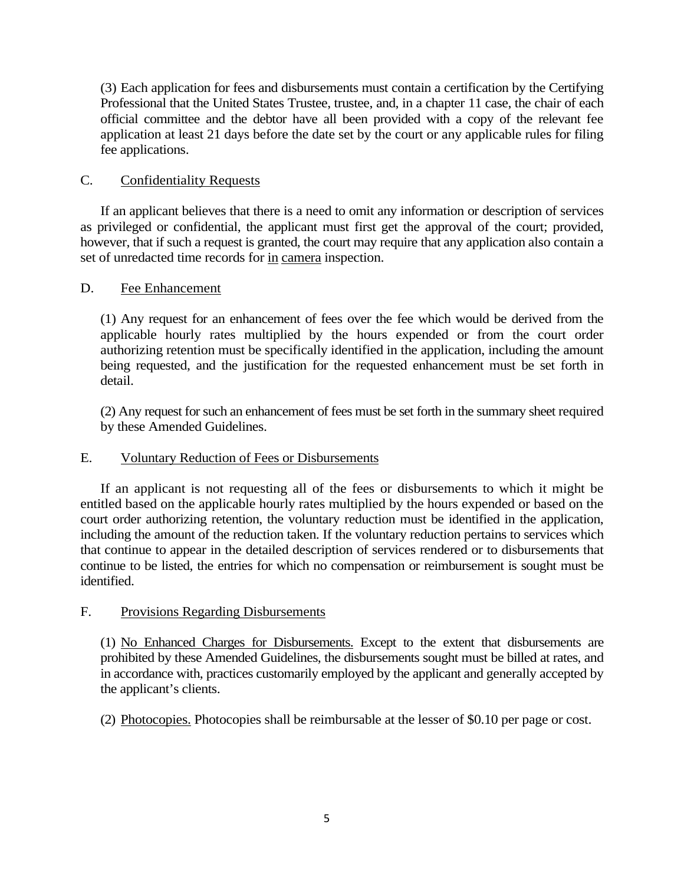(3) Each application for fees and disbursements must contain a certification by the Certifying Professional that the United States Trustee, trustee, and, in a chapter 11 case, the chair of each official committee and the debtor have all been provided with a copy of the relevant fee application at least 21 days before the date set by the court or any applicable rules for filing fee applications.

C. Confidentiality Requests

If an applicant believes that there is a need to omit any information or description of services as privileged or confidential, the applicant must first get the approval of the court; provided, however, that if such a request is granted, the court may require that any application also contain a set of unredacted time records for in camera inspection.

D. Fee Enhancement

(1) Any request for an enhancement of fees over the fee which would be derived from the applicable hourly rates multiplied by the hours expended or from the court order authorizing retention must be specifically identified in the application, including the amount being requested, and the justification for the requested enhancement must be set forth in detail.

(2) Any request for such an enhancement of fees must be set forth in the summary sheet required by these Amended Guidelines.

E. Voluntary Reduction of Fees or Disbursements

If an applicant is not requesting all of the fees or disbursements to which it might be entitled based on the applicable hourly rates multiplied by the hours expended or based on the court order authorizing retention, the voluntary reduction must be identified in the application, including the amount of the reduction taken. If the voluntary reduction pertains to services which that continue to appear in the detailed description of services rendered or to disbursements that continue to be listed, the entries for which no compensation or reimbursement is sought must be identified.

F. Provisions Regarding Disbursements

(1) No Enhanced Charges for Disbursements. Except to the extent that disbursements are prohibited by these Amended Guidelines, the disbursements sought must be billed at rates, and in accordance with, practices customarily employed by the applicant and generally accepted by the applicant's clients.

(2) Photocopies. Photocopies shall be reimbursable at the lesser of $0.10 per page or cost.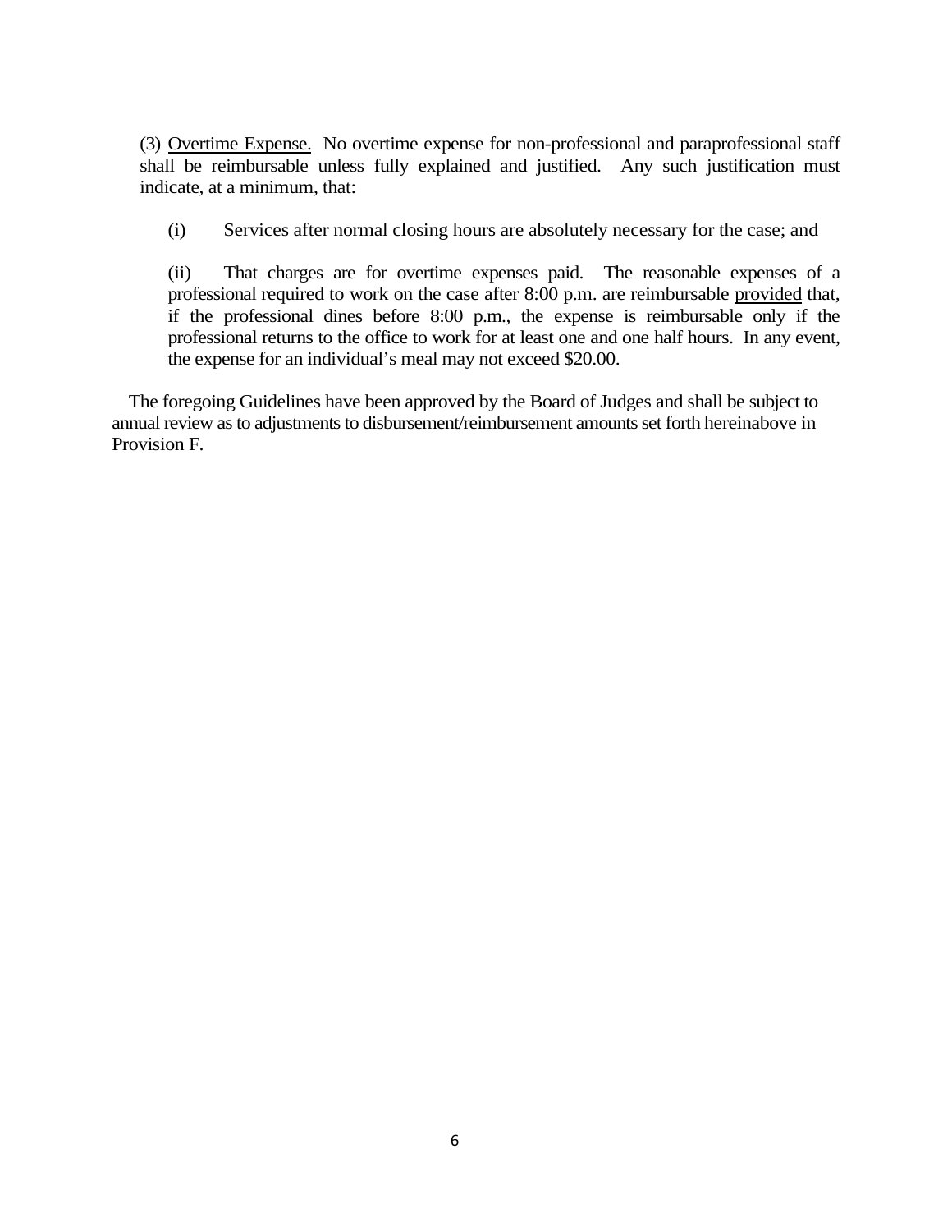(3) <u>Overtime Expense.</u> No overtime expense for non-professional and paraprofessional staff shall be reimbursable unless fully explained and justified. Any such justification must indicate, at a minimum, that:

(i) Services after normal closing hours are absolutely necessary for the case; and

(ii) That charges are for overtime expenses paid. The reasonable expenses of a professional required to work on the case after 8:00 p.m. are reimbursable <u>provided</u> that, if the professional dines before 8:00 p.m., the expense is reimbursable only if the professional returns to the office to work for at least one and one half hours. In any event, the expense for an individual's meal may not exceed $20.00.

The foregoing Guidelines have been approved by the Board of Judges and shall be subject to annual review as to adjustments to disbursement/reimbursement amounts set forth hereinabove in Provision F.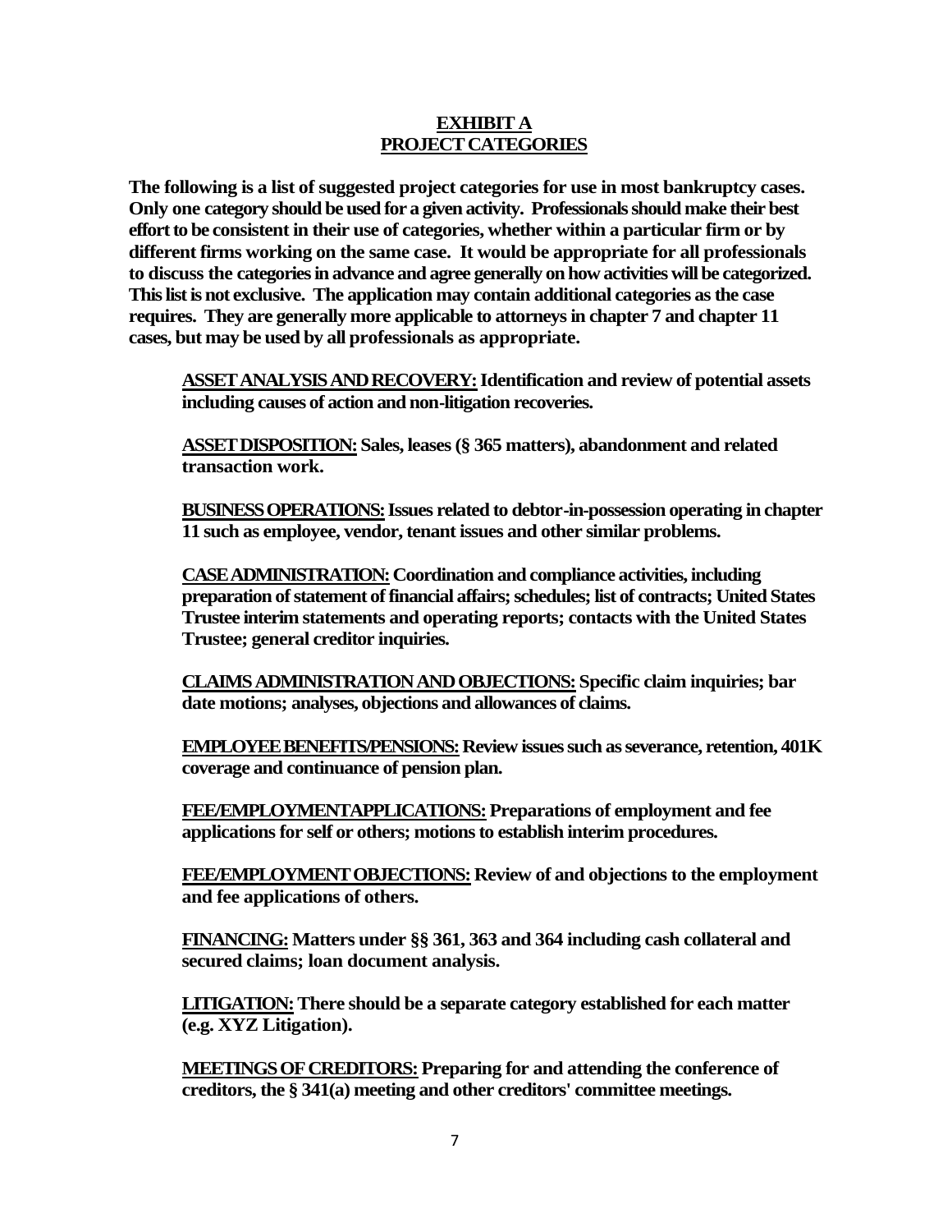## **EXHIBIT A**
## **PROJECT CATEGORIES**

**The following is a list of suggested project categories for use in most bankruptcy cases. Only one category should be used for a given activity. Professionals should make their best effort to be consistent in their use of categories, whether within a particular firm or by different firms working on the same case. It would be appropriate for all professionals to discuss the categories in advance and agree generally on how activities will be categorized. This list is not exclusive. The application may contain additional categories as the case requires. They are generally more applicable to attorneys in chapter 7 and chapter 11 cases, but may be used by all professionals as appropriate.**

**<u>ASSET ANALYSIS AND RECOVERY:</u> Identification and review of potential assets including causes of action and non-litigation recoveries.**

**<u>ASSET DISPOSITION:</u> Sales, leases (§ 365 matters), abandonment and related transaction work.**

**<u>BUSINESS OPERATIONS:</u> Issues related to debtor-in-possession operating in chapter 11 such as employee, vendor, tenant issues and other similar problems.**

**<u>CASE ADMINISTRATION:</u> Coordination and compliance activities, including preparation of statement of financial affairs; schedules; list of contracts; United States Trustee interim statements and operating reports; contacts with the United States Trustee; general creditor inquiries.**

**<u>CLAIMS ADMINISTRATION AND OBJECTIONS:</u> Specific claim inquiries; bar date motions; analyses, objections and allowances of claims.**

**<u>EMPLOYEE BENEFITS/PENSIONS:</u> Review issues such as severance, retention, 401K coverage and continuance of pension plan.**

**<u>FEE/EMPLOYMENT APPLICATIONS:</u> Preparations of employment and fee applications for self or others; motions to establish interim procedures.**

**<u>FEE/EMPLOYMENT OBJECTIONS:</u> Review of and objections to the employment and fee applications of others.**

**<u>FINANCING:</u> Matters under §§ 361, 363 and 364 including cash collateral and secured claims; loan document analysis.**

**<u>LITIGATION:</u> There should be a separate category established for each matter (e.g. XYZ Litigation).**

**<u>MEETINGS OF CREDITORS:</u> Preparing for and attending the conference of creditors, the § 341(a) meeting and other creditors' committee meetings.**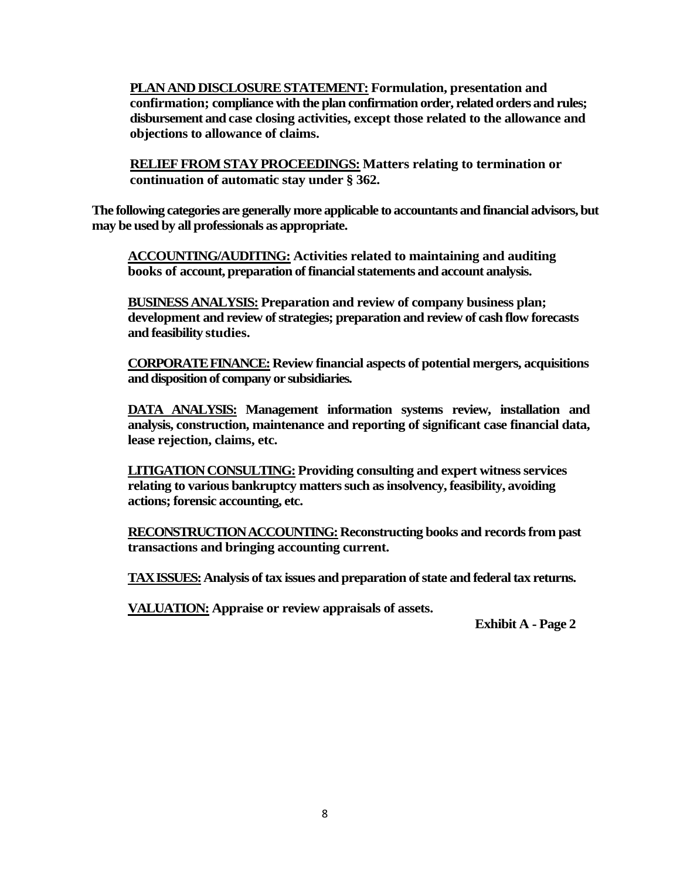**PLAN AND DISCLOSURE STATEMENT:** Formulation, presentation and confirmation; compliance with the plan confirmation order, related orders and rules; disbursement and case closing activities, except those related to the allowance and objections to allowance of claims.

**RELIEF FROM STAY PROCEEDINGS:** Matters relating to termination or continuation of automatic stay under § 362.

**The following categories are generally more applicable to accountants and financial advisors, but may be used by all professionals as appropriate.**

**ACCOUNTING/AUDITING:** Activities related to maintaining and auditing books of account, preparation of financial statements and account analysis.

**BUSINESS ANALYSIS:** Preparation and review of company business plan; development and review of strategies; preparation and review of cash flow forecasts and feasibility studies.

**CORPORATE FINANCE:** Review financial aspects of potential mergers, acquisitions and disposition of company or subsidiaries.

**DATA ANALYSIS:** Management information systems review, installation and analysis, construction, maintenance and reporting of significant case financial data, lease rejection, claims, etc.

**LITIGATION CONSULTING:** Providing consulting and expert witness services relating to various bankruptcy matters such as insolvency, feasibility, avoiding actions; forensic accounting, etc.

**RECONSTRUCTION ACCOUNTING:** Reconstructing books and records from past transactions and bringing accounting current.

**TAX ISSUES:** Analysis of tax issues and preparation of state and federal tax returns.

**VALUATION:** Appraise or review appraisals of assets.

**Exhibit A - Page 2**